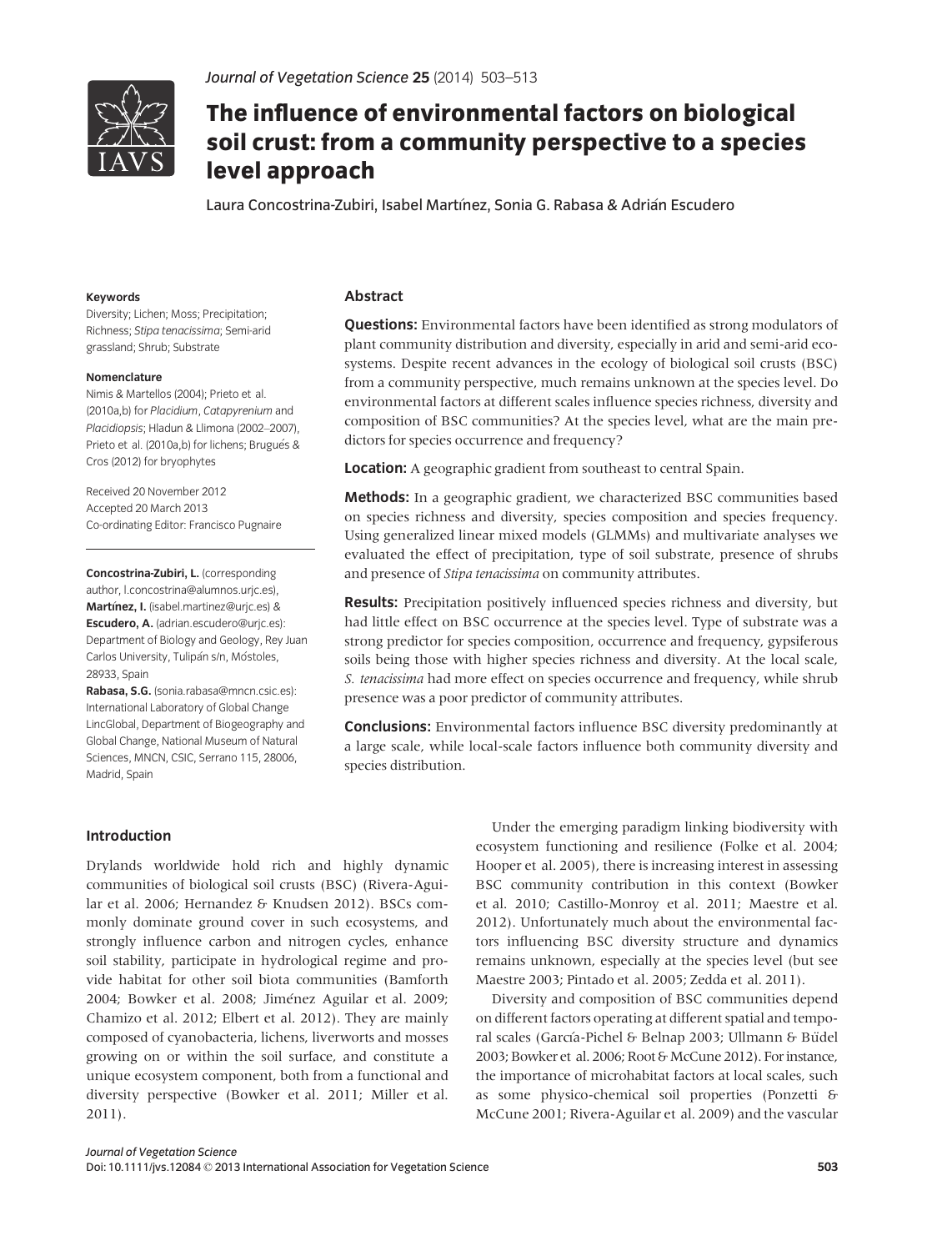# The influence of environmental factors on biological soil crust: from a community perspective to a species level approach

Laura Concostrina-Zubiri, Isabel Martínez, Sonia G. Rabasa & Adrián Escudero

**Keywords**

Diversity; Lichen; Moss; Precipitation; Richness; *Stipa tenacissima*; Semi-arid grassland; Shrub; Substrate

**Nomenclature**

Nimis & Martellos (2004); Prieto et al. (2010a,b) for *Placidium*, *Catapyrenium* and *Placidiopsis*; Hladun & Llimona (2002–2007), Prieto et al. (2010a,b) for lichens; Brugués & Cros (2012) for bryophytes

Received 20 November 2012
Accepted 20 March 2013
Co-ordinating Editor: Francisco Pugnaire

**Concostrina-Zubiri, L.** (corresponding author, l.concostrina@alumnos.urjc.es), **Martínez, I.** (isabel.martinez@urjc.es) & **Escudero, A.** (adrian.escudero@urjc.es): Department of Biology and Geology, Rey Juan Carlos University, Tulipán s/n, Móstoles, 28933, Spain

**Rabasa, S.G.** (sonia.rabasa@mncn.csic.es): International Laboratory of Global Change LincGlobal, Department of Biogeography and Global Change, National Museum of Natural Sciences, MNCN, CSIC, Serrano 115, 28006, Madrid, Spain

## Abstract

**Questions:** Environmental factors have been identified as strong modulators of plant community distribution and diversity, especially in arid and semi-arid ecosystems. Despite recent advances in the ecology of biological soil crusts (BSC) from a community perspective, much remains unknown at the species level. Do environmental factors at different scales influence species richness, diversity and composition of BSC communities? At the species level, what are the main predictors for species occurrence and frequency?

**Location:** A geographic gradient from southeast to central Spain.

**Methods:** In a geographic gradient, we characterized BSC communities based on species richness and diversity, species composition and species frequency. Using generalized linear mixed models (GLMMs) and multivariate analyses we evaluated the effect of precipitation, type of soil substrate, presence of shrubs and presence of *Stipa tenacissima* on community attributes.

**Results:** Precipitation positively influenced species richness and diversity, but had little effect on BSC occurrence at the species level. Type of substrate was a strong predictor for species composition, occurrence and frequency, gypsiferous soils being those with higher species richness and diversity. At the local scale, *S. tenacissima* had more effect on species occurrence and frequency, while shrub presence was a poor predictor of community attributes.

**Conclusions:** Environmental factors influence BSC diversity predominantly at a large scale, while local-scale factors influence both community diversity and species distribution.

## Introduction

Drylands worldwide hold rich and highly dynamic communities of biological soil crusts (BSC) (Rivera-Aguilar et al. 2006; Hernandez & Knudsen 2012). BSCs commonly dominate ground cover in such ecosystems, and strongly influence carbon and nitrogen cycles, enhance soil stability, participate in hydrological regime and provide habitat for other soil biota communities (Bamforth 2004; Bowker et al. 2008; Jiménez Aguilar et al. 2009; Chamizo et al. 2012; Elbert et al. 2012). They are mainly composed of cyanobacteria, lichens, liverworts and mosses growing on or within the soil surface, and constitute a unique ecosystem component, both from a functional and diversity perspective (Bowker et al. 2011; Miller et al. 2011).

Under the emerging paradigm linking biodiversity with ecosystem functioning and resilience (Folke et al. 2004; Hooper et al. 2005), there is increasing interest in assessing BSC community contribution in this context (Bowker et al. 2010; Castillo-Monroy et al. 2011; Maestre et al. 2012). Unfortunately much about the environmental factors influencing BSC diversity structure and dynamics remains unknown, especially at the species level (but see Maestre 2003; Pintado et al. 2005; Zedda et al. 2011).

Diversity and composition of BSC communities depend on different factors operating at different spatial and temporal scales (García-Pichel & Belnap 2003; Ullmann & Büdel 2003; Bowker et al. 2006; Root & McCune 2012). For instance, the importance of microhabitat factors at local scales, such as some physico-chemical soil properties (Ponzetti & McCune 2001; Rivera-Aguilar et al. 2009) and the vascular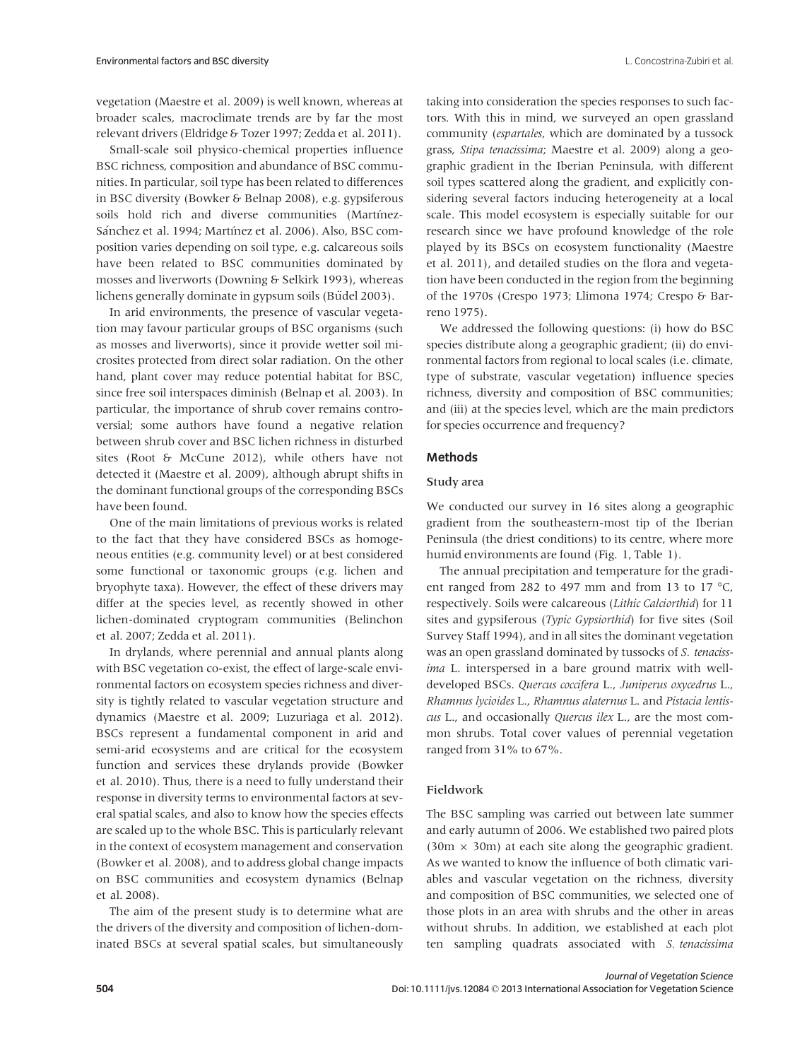vegetation (Maestre et al. 2009) is well known, whereas at broader scales, macroclimate trends are by far the most relevant drivers (Eldridge & Tozer 1997; Zedda et al. 2011).

Small-scale soil physico-chemical properties influence BSC richness, composition and abundance of BSC communities. In particular, soil type has been related to differences in BSC diversity (Bowker & Belnap 2008), e.g. gypsiferous soils hold rich and diverse communities (Martínez-Sánchez et al. 1994; Martínez et al. 2006). Also, BSC composition varies depending on soil type, e.g. calcareous soils have been related to BSC communities dominated by mosses and liverworts (Downing & Selkirk 1993), whereas lichens generally dominate in gypsum soils (Büdel 2003).

In arid environments, the presence of vascular vegetation may favour particular groups of BSC organisms (such as mosses and liverworts), since it provide wetter soil microsites protected from direct solar radiation. On the other hand, plant cover may reduce potential habitat for BSC, since free soil interspaces diminish (Belnap et al. 2003). In particular, the importance of shrub cover remains controversial; some authors have found a negative relation between shrub cover and BSC lichen richness in disturbed sites (Root & McCune 2012), while others have not detected it (Maestre et al. 2009), although abrupt shifts in the dominant functional groups of the corresponding BSCs have been found.

One of the main limitations of previous works is related to the fact that they have considered BSCs as homogeneous entities (e.g. community level) or at best considered some functional or taxonomic groups (e.g. lichen and bryophyte taxa). However, the effect of these drivers may differ at the species level, as recently showed in other lichen-dominated cryptogram communities (Belinchon et al. 2007; Zedda et al. 2011).

In drylands, where perennial and annual plants along with BSC vegetation co-exist, the effect of large-scale environmental factors on ecosystem species richness and diversity is tightly related to vascular vegetation structure and dynamics (Maestre et al. 2009; Luzuriaga et al. 2012). BSCs represent a fundamental component in arid and semi-arid ecosystems and are critical for the ecosystem function and services these drylands provide (Bowker et al. 2010). Thus, there is a need to fully understand their response in diversity terms to environmental factors at several spatial scales, and also to know how the species effects are scaled up to the whole BSC. This is particularly relevant in the context of ecosystem management and conservation (Bowker et al. 2008), and to address global change impacts on BSC communities and ecosystem dynamics (Belnap et al. 2008).

The aim of the present study is to determine what are the drivers of the diversity and composition of lichen-dominated BSCs at several spatial scales, but simultaneously taking into consideration the species responses to such factors. With this in mind, we surveyed an open grassland community (*espartales*, which are dominated by a tussock grass, *Stipa tenacissima*; Maestre et al. 2009) along a geographic gradient in the Iberian Peninsula, with different soil types scattered along the gradient, and explicitly considering several factors inducing heterogeneity at a local scale. This model ecosystem is especially suitable for our research since we have profound knowledge of the role played by its BSCs on ecosystem functionality (Maestre et al. 2011), and detailed studies on the flora and vegetation have been conducted in the region from the beginning of the 1970s (Crespo 1973; Llimona 1974; Crespo & Barreno 1975).

We addressed the following questions: (i) how do BSC species distribute along a geographic gradient; (ii) do environmental factors from regional to local scales (i.e. climate, type of substrate, vascular vegetation) influence species richness, diversity and composition of BSC communities; and (iii) at the species level, which are the main predictors for species occurrence and frequency?

## Methods

### Study area

We conducted our survey in 16 sites along a geographic gradient from the southeastern-most tip of the Iberian Peninsula (the driest conditions) to its centre, where more humid environments are found (Fig. 1, Table 1).

The annual precipitation and temperature for the gradient ranged from 282 to 497 mm and from 13 to 17 °C, respectively. Soils were calcareous (*Lithic Calciorthid*) for 11 sites and gypsiferous (*Typic Gypsiorthid*) for five sites (Soil Survey Staff 1994), and in all sites the dominant vegetation was an open grassland dominated by tussocks of *S. tenacissima* L. interspersed in a bare ground matrix with well-developed BSCs. *Quercus coccifera* L., *Juniperus oxycedrus* L., *Rhamnus lycioides* L., *Rhamnus alaternus* L. and *Pistacia lentiscus* L., and occasionally *Quercus ilex* L., are the most common shrubs. Total cover values of perennial vegetation ranged from 31% to 67%.

### Fieldwork

The BSC sampling was carried out between late summer and early autumn of 2006. We established two paired plots (30m × 30m) at each site along the geographic gradient. As we wanted to know the influence of both climatic variables and vascular vegetation on the richness, diversity and composition of BSC communities, we selected one of those plots in an area with shrubs and the other in areas without shrubs. In addition, we established at each plot ten sampling quadrats associated with *S. tenacissima*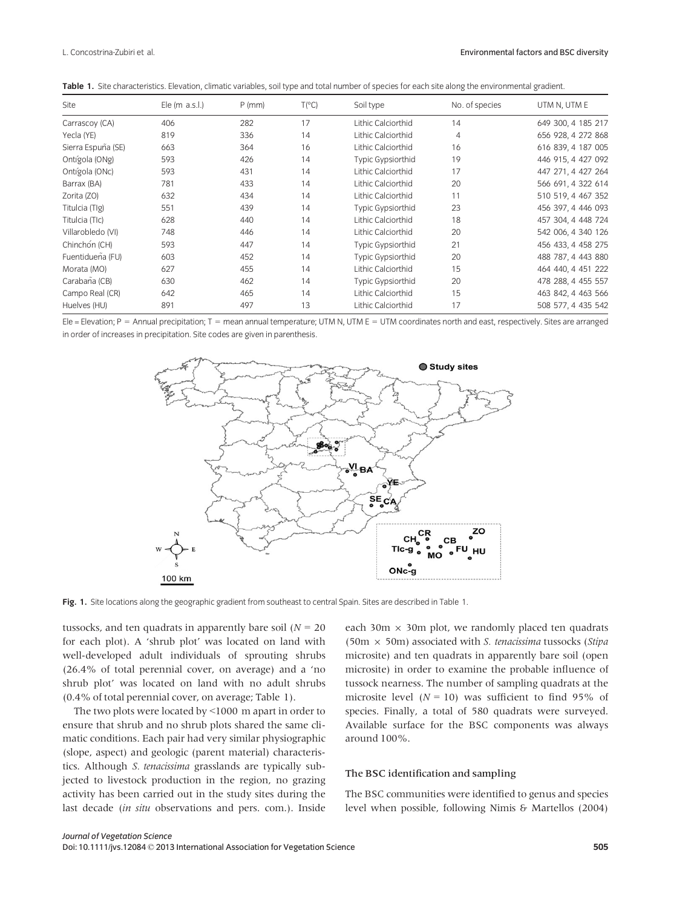**Table 1.** Site characteristics. Elevation, climatic variables, soil type and total number of species for each site along the environmental gradient.

| Site | Ele (m a.s.l.) | P (mm) | T(°C) | Soil type | No. of species | UTM N, UTM E |
|---|---|---|---|---|---|---|
| Carrascoy (CA) | 406 | 282 | 17 | Lithic Calciorthid | 14 | 649 300, 4 185 217 |
| Yecla (YE) | 819 | 336 | 14 | Lithic Calciorthid | 4 | 656 928, 4 272 868 |
| Sierra Espuña (SE) | 663 | 364 | 16 | Lithic Calciorthid | 16 | 616 839, 4 187 005 |
| Ontígola (ONg) | 593 | 426 | 14 | Typic Gypsiorthid | 19 | 446 915, 4 427 092 |
| Ontígola (ONc) | 593 | 431 | 14 | Lithic Calciorthid | 17 | 447 271, 4 427 264 |
| Barrax (BA) | 781 | 433 | 14 | Lithic Calciorthid | 20 | 566 691, 4 322 614 |
| Zorita (ZO) | 632 | 434 | 14 | Lithic Calciorthid | 11 | 510 519, 4 467 352 |
| Titulcia (TIg) | 551 | 439 | 14 | Typic Gypsiorthid | 23 | 456 397, 4 446 093 |
| Titulcia (TIc) | 628 | 440 | 14 | Lithic Calciorthid | 18 | 457 304, 4 448 724 |
| Villarobledo (VI) | 748 | 446 | 14 | Lithic Calciorthid | 20 | 542 006, 4 340 126 |
| Chinchón (CH) | 593 | 447 | 14 | Typic Gypsiorthid | 21 | 456 433, 4 458 275 |
| Fuentidueña (FU) | 603 | 452 | 14 | Typic Gypsiorthid | 20 | 488 787, 4 443 880 |
| Morata (MO) | 627 | 455 | 14 | Lithic Calciorthid | 15 | 464 440, 4 451 222 |
| Carabaña (CB) | 630 | 462 | 14 | Typic Gypsiorthid | 20 | 478 288, 4 455 557 |
| Campo Real (CR) | 642 | 465 | 14 | Lithic Calciorthid | 15 | 463 842, 4 463 566 |
| Huelves (HU) | 891 | 497 | 13 | Lithic Calciorthid | 17 | 508 577, 4 435 542 |

Ele = Elevation; P = Annual precipitation; T = mean annual temperature; UTM N, UTM E = UTM coordinates north and east, respectively. Sites are arranged in order of increases in precipitation. Site codes are given in parenthesis.

**Fig. 1.** Site locations along the geographic gradient from southeast to central Spain. Sites are described in Table 1.

tussocks, and ten quadrats in apparently bare soil ($N = 20$ for each plot). A 'shrub plot' was located on land with well-developed adult individuals of sprouting shrubs (26.4% of total perennial cover, on average) and a 'no shrub plot' was located on land with no adult shrubs (0.4% of total perennial cover, on average; Table 1).

The two plots were located by <1000 m apart in order to ensure that shrub and no shrub plots shared the same climatic conditions. Each pair had very similar physiographic (slope, aspect) and geologic (parent material) characteristics. Although *S. tenacissima* grasslands are typically subjected to livestock production in the region, no grazing activity has been carried out in the study sites during the last decade (*in situ* observations and pers. com.). Inside each 30m × 30m plot, we randomly placed ten quadrats (50m × 50m) associated with *S. tenacissima* tussocks (*Stipa* microsite) and ten quadrats in apparently bare soil (open microsite) in order to examine the probable influence of tussock nearness. The number of sampling quadrats at the microsite level ($N = 10$) was sufficient to find 95% of species. Finally, a total of 580 quadrats were surveyed. Available surface for the BSC components was always around 100%.

### The BSC identification and sampling

The BSC communities were identified to genus and species level when possible, following Nimis & Martellos (2004)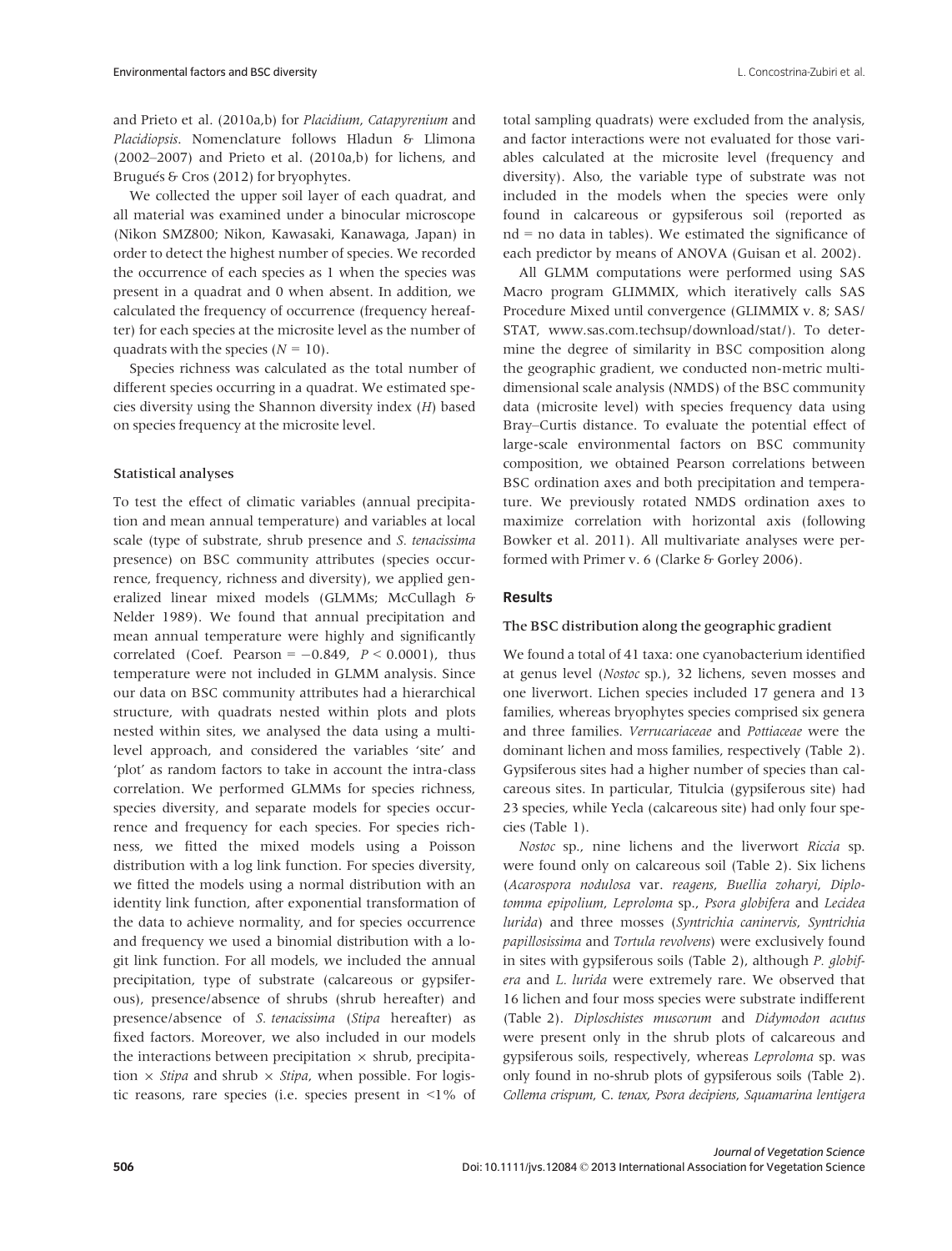and Prieto et al. (2010a,b) for *Placidium*, *Catapyrenium* and *Placidiopsis*. Nomenclature follows Hladun & Llimona (2002–2007) and Prieto et al. (2010a,b) for lichens, and Brugués & Cros (2012) for bryophytes.

We collected the upper soil layer of each quadrat, and all material was examined under a binocular microscope (Nikon SMZ800; Nikon, Kawasaki, Kanawaga, Japan) in order to detect the highest number of species. We recorded the occurrence of each species as 1 when the species was present in a quadrat and 0 when absent. In addition, we calculated the frequency of occurrence (frequency hereafter) for each species at the microsite level as the number of quadrats with the species ($N = 10$).

Species richness was calculated as the total number of different species occurring in a quadrat. We estimated species diversity using the Shannon diversity index ($H$) based on species frequency at the microsite level.

### Statistical analyses

To test the effect of climatic variables (annual precipitation and mean annual temperature) and variables at local scale (type of substrate, shrub presence and *S. tenacissima* presence) on BSC community attributes (species occurrence, frequency, richness and diversity), we applied generalized linear mixed models (GLMMs; McCullagh & Nelder 1989). We found that annual precipitation and mean annual temperature were highly and significantly correlated (Coef. Pearson = −0.849, $P < 0.0001$), thus temperature were not included in GLMM analysis. Since our data on BSC community attributes had a hierarchical structure, with quadrats nested within plots and plots nested within sites, we analysed the data using a multilevel approach, and considered the variables 'site' and 'plot' as random factors to take in account the intra-class correlation. We performed GLMMs for species richness, species diversity, and separate models for species occurrence and frequency for each species. For species richness, we fitted the mixed models using a Poisson distribution with a log link function. For species diversity, we fitted the models using a normal distribution with an identity link function, after exponential transformation of the data to achieve normality, and for species occurrence and frequency we used a binomial distribution with a logit link function. For all models, we included the annual precipitation, type of substrate (calcareous or gypsiferous), presence/absence of shrubs (shrub hereafter) and presence/absence of *S. tenacissima* (*Stipa* hereafter) as fixed factors. Moreover, we also included in our models the interactions between precipitation × shrub, precipitation × *Stipa* and shrub × *Stipa*, when possible. For logistic reasons, rare species (i.e. species present in <1% of total sampling quadrats) were excluded from the analysis, and factor interactions were not evaluated for those variables calculated at the microsite level (frequency and diversity). Also, the variable type of substrate was not included in the models when the species were only found in calcareous or gypsiferous soil (reported as nd = no data in tables). We estimated the significance of each predictor by means of ANOVA (Guisan et al. 2002).

All GLMM computations were performed using SAS Macro program GLIMMIX, which iteratively calls SAS Procedure Mixed until convergence (GLIMMIX v. 8; SAS/STAT, www.sas.com.techsup/download/stat/). To determine the degree of similarity in BSC composition along the geographic gradient, we conducted non-metric multidimensional scale analysis (NMDS) of the BSC community data (microsite level) with species frequency data using Bray–Curtis distance. To evaluate the potential effect of large-scale environmental factors on BSC community composition, we obtained Pearson correlations between BSC ordination axes and both precipitation and temperature. We previously rotated NMDS ordination axes to maximize correlation with horizontal axis (following Bowker et al. 2011). All multivariate analyses were performed with Primer v. 6 (Clarke & Gorley 2006).

## Results

### The BSC distribution along the geographic gradient

We found a total of 41 taxa: one cyanobacterium identified at genus level (*Nostoc* sp.), 32 lichens, seven mosses and one liverwort. Lichen species included 17 genera and 13 families, whereas bryophytes species comprised six genera and three families. *Verrucariaceae* and *Pottiaceae* were the dominant lichen and moss families, respectively (Table 2). Gypsiferous sites had a higher number of species than calcareous sites. In particular, Titulcia (gypsiferous site) had 23 species, while Yecla (calcareous site) had only four species (Table 1).

*Nostoc* sp., nine lichens and the liverwort *Riccia* sp. were found only on calcareous soil (Table 2). Six lichens (*Acarospora nodulosa* var. *reagens*, *Buellia zoharyi*, *Diplotomma epipolium*, *Leproloma* sp., *Psora globifera* and *Lecidea lurida*) and three mosses (*Syntrichia caninervis*, *Syntrichia papillosissima* and *Tortula revolvens*) were exclusively found in sites with gypsiferous soils (Table 2), although *P. globifera* and *L. lurida* were extremely rare. We observed that 16 lichen and four moss species were substrate indifferent (Table 2). *Diploschistes muscorum* and *Didymodon acutus* were present only in the shrub plots of calcareous and gypsiferous soils, respectively, whereas *Leproloma* sp. was only found in no-shrub plots of gypsiferous soils (Table 2). *Collema crispum*, *C. tenax*, *Psora decipiens*, *Squamarina lentigera*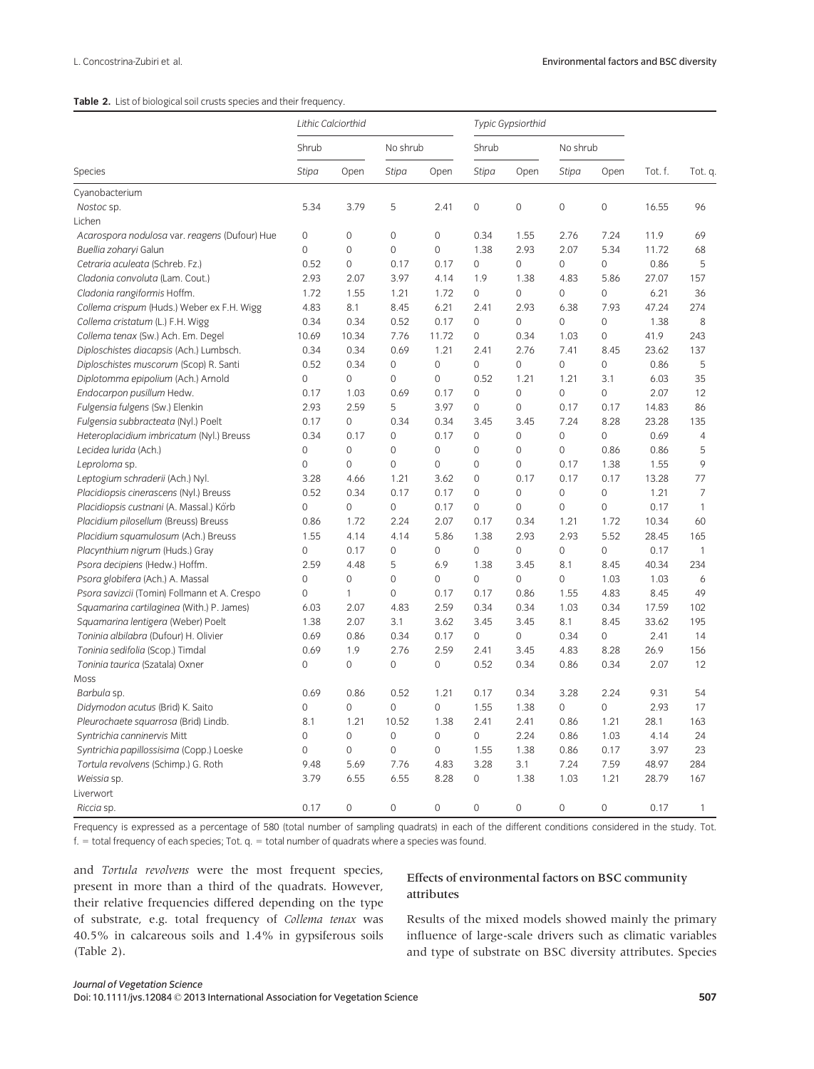**Table 2.** List of biological soil crusts species and their frequency.

| | *Lithic Calciorthid* | | | | *Typic Gypsiorthid* | | | | | |
|---|---|---|---|---|---|---|---|---|---|---|
| | Shrub | | No shrub | | Shrub | | No shrub | | | |
| Species | *Stipa* | Open | *Stipa* | Open | *Stipa* | Open | *Stipa* | Open | Tot. f. | Tot. q. |
| Cyanobacterium | | | | | | | | | | |
| *Nostoc* sp. | 5.34 | 3.79 | 5 | 2.41 | 0 | 0 | 0 | 0 | 16.55 | 96 |
| Lichen | | | | | | | | | | |
| *Acarospora nodulosa* var. *reagens* (Dufour) Hue | 0 | 0 | 0 | 0 | 0.34 | 1.55 | 2.76 | 7.24 | 11.9 | 69 |
| *Buellia zoharyi* Galun | 0 | 0 | 0 | 0 | 1.38 | 2.93 | 2.07 | 5.34 | 11.72 | 68 |
| *Cetraria aculeata* (Schreb. Fz.) | 0.52 | 0 | 0.17 | 0.17 | 0 | 0 | 0 | 0 | 0.86 | 5 |
| *Cladonia convoluta* (Lam. Cout.) | 2.93 | 2.07 | 3.97 | 4.14 | 1.9 | 1.38 | 4.83 | 5.86 | 27.07 | 157 |
| *Cladonia rangiformis* Hoffm. | 1.72 | 1.55 | 1.21 | 1.72 | 0 | 0 | 0 | 0 | 6.21 | 36 |
| *Collema crispum* (Huds.) Weber ex F.H. Wigg | 4.83 | 8.1 | 8.45 | 6.21 | 2.41 | 2.93 | 6.38 | 7.93 | 47.24 | 274 |
| *Collema cristatum* (L.) F.H. Wigg | 0.34 | 0.34 | 0.52 | 0.17 | 0 | 0 | 0 | 0 | 1.38 | 8 |
| *Collema tenax* (Sw.) Ach. Em. Degel | 10.69 | 10.34 | 7.76 | 11.72 | 0 | 0.34 | 1.03 | 0 | 41.9 | 243 |
| *Diploschistes diacapsis* (Ach.) Lumbsch. | 0.34 | 0.34 | 0.69 | 1.21 | 2.41 | 2.76 | 7.41 | 8.45 | 23.62 | 137 |
| *Diploschistes muscorum* (Scop) R. Santi | 0.52 | 0.34 | 0 | 0 | 0 | 0 | 0 | 0 | 0.86 | 5 |
| *Diplotomma epipolium* (Ach.) Arnold | 0 | 0 | 0 | 0 | 0.52 | 1.21 | 1.21 | 3.1 | 6.03 | 35 |
| *Endocarpon pusillum* Hedw. | 0.17 | 1.03 | 0.69 | 0.17 | 0 | 0 | 0 | 0 | 2.07 | 12 |
| *Fulgensia fulgens* (Sw.) Elenkin | 2.93 | 2.59 | 5 | 3.97 | 0 | 0 | 0.17 | 0.17 | 14.83 | 86 |
| *Fulgensia subbracteata* (Nyl.) Poelt | 0.17 | 0 | 0.34 | 0.34 | 3.45 | 3.45 | 7.24 | 8.28 | 23.28 | 135 |
| *Heteroplacidium imbricatum* (Nyl.) Breuss | 0.34 | 0.17 | 0 | 0.17 | 0 | 0 | 0 | 0 | 0.69 | 4 |
| *Lecidea lurida* (Ach.) | 0 | 0 | 0 | 0 | 0 | 0 | 0 | 0.86 | 0.86 | 5 |
| *Leproloma* sp. | 0 | 0 | 0 | 0 | 0 | 0 | 0.17 | 1.38 | 1.55 | 9 |
| *Leptogium schraderii* (Ach.) Nyl. | 3.28 | 4.66 | 1.21 | 3.62 | 0 | 0.17 | 0.17 | 0.17 | 13.28 | 77 |
| *Placidiopsis cinerascens* (Nyl.) Breuss | 0.52 | 0.34 | 0.17 | 0.17 | 0 | 0 | 0 | 0 | 1.21 | 7 |
| *Placidiopsis custnani* (A. Massal.) Körb | 0 | 0 | 0 | 0.17 | 0 | 0 | 0 | 0 | 0.17 | 1 |
| *Placidium pilosellum* (Breuss) Breuss | 0.86 | 1.72 | 2.24 | 2.07 | 0.17 | 0.34 | 1.21 | 1.72 | 10.34 | 60 |
| *Placidium squamulosum* (Ach.) Breuss | 1.55 | 4.14 | 4.14 | 5.86 | 1.38 | 2.93 | 2.93 | 5.52 | 28.45 | 165 |
| *Placynthium nigrum* (Huds.) Gray | 0 | 0.17 | 0 | 0 | 0 | 0 | 0 | 0 | 0.17 | 1 |
| *Psora decipiens* (Hedw.) Hoffm. | 2.59 | 4.48 | 5 | 6.9 | 1.38 | 3.45 | 8.1 | 8.45 | 40.34 | 234 |
| *Psora globifera* (Ach.) A. Massal | 0 | 0 | 0 | 0 | 0 | 0 | 0 | 1.03 | 1.03 | 6 |
| *Psora savizcii* (Tomin) Follmann et A. Crespo | 0 | 1 | 0 | 0.17 | 0.17 | 0.86 | 1.55 | 4.83 | 8.45 | 49 |
| *Squamarina cartilaginea* (With.) P. James) | 6.03 | 2.07 | 4.83 | 2.59 | 0.34 | 0.34 | 1.03 | 0.34 | 17.59 | 102 |
| *Squamarina lentigera* (Weber) Poelt | 1.38 | 2.07 | 3.1 | 3.62 | 3.45 | 3.45 | 8.1 | 8.45 | 33.62 | 195 |
| *Toninia albilabra* (Dufour) H. Olivier | 0.69 | 0.86 | 0.34 | 0.17 | 0 | 0 | 0.34 | 0 | 2.41 | 14 |
| *Toninia sedifolia* (Scop.) Timdal | 0.69 | 1.9 | 2.76 | 2.59 | 2.41 | 3.45 | 4.83 | 8.28 | 26.9 | 156 |
| *Toninia taurica* (Szatala) Oxner | 0 | 0 | 0 | 0 | 0.52 | 0.34 | 0.86 | 0.34 | 2.07 | 12 |
| Moss | | | | | | | | | | |
| *Barbula* sp. | 0.69 | 0.86 | 0.52 | 1.21 | 0.17 | 0.34 | 3.28 | 2.24 | 9.31 | 54 |
| *Didymodon acutus* (Brid) K. Saito | 0 | 0 | 0 | 0 | 1.55 | 1.38 | 0 | 0 | 2.93 | 17 |
| *Pleurochaete squarrosa* (Brid) Lindb. | 8.1 | 1.21 | 10.52 | 1.38 | 2.41 | 2.41 | 0.86 | 1.21 | 28.1 | 163 |
| *Syntrichia canninervis* Mitt | 0 | 0 | 0 | 0 | 0 | 2.24 | 0.86 | 1.03 | 4.14 | 24 |
| *Syntrichia papillossisima* (Copp.) Loeske | 0 | 0 | 0 | 0 | 1.55 | 1.38 | 0.86 | 0.17 | 3.97 | 23 |
| *Tortula revolvens* (Schimp.) G. Roth | 9.48 | 5.69 | 7.76 | 4.83 | 3.28 | 3.1 | 7.24 | 7.59 | 48.97 | 284 |
| *Weissia* sp. | 3.79 | 6.55 | 6.55 | 8.28 | 0 | 1.38 | 1.03 | 1.21 | 28.79 | 167 |
| Liverwort | | | | | | | | | | |
| *Riccia* sp. | 0.17 | 0 | 0 | 0 | 0 | 0 | 0 | 0 | 0.17 | 1 |

Frequency is expressed as a percentage of 580 (total number of sampling quadrats) in each of the different conditions considered in the study. Tot. f. = total frequency of each species; Tot. q. = total number of quadrats where a species was found.

and *Tortula revolvens* were the most frequent species, present in more than a third of the quadrats. However, their relative frequencies differed depending on the type of substrate, e.g. total frequency of *Collema tenax* was 40.5% in calcareous soils and 1.4% in gypsiferous soils (Table 2).

### Effects of environmental factors on BSC community attributes

Results of the mixed models showed mainly the primary influence of large-scale drivers such as climatic variables and type of substrate on BSC diversity attributes. Species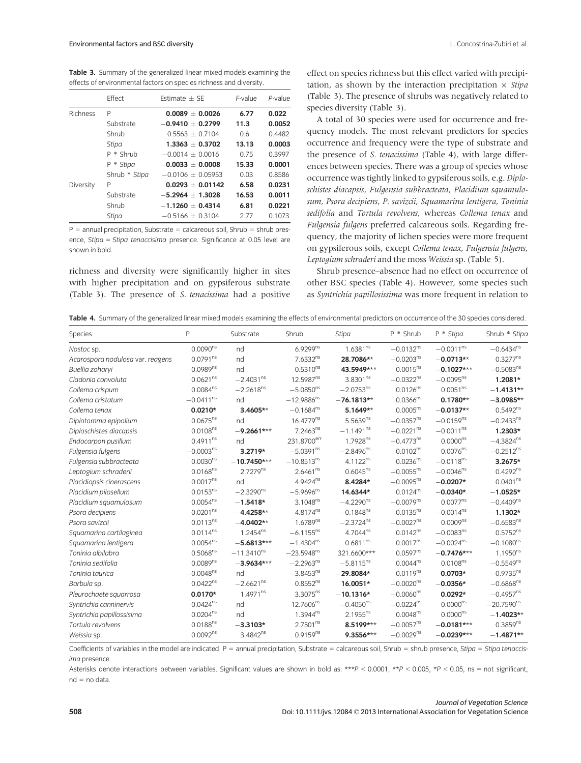**Table 3.** Summary of the generalized linear mixed models examining the effects of environmental factors on species richness and diversity.

| | Effect | Estimate ± SE | *F*-value | *P*-value |
|---|---|---|---|---|
| Richness | P | **0.0089 ± 0.0026** | **6.77** | **0.022** |
| | Substrate | **−0.9410 ± 0.2799** | **11.3** | **0.0052** |
| | Shrub | 0.5563 ± 0.7104 | 0.6 | 0.4482 |
| | *Stipa* | **1.3363 ± 0.3702** | **13.13** | **0.0003** |
| | P * Shrub | −0.0014 ± 0.0016 | 0.75 | 0.3997 |
| | P * *Stipa* | **−0.0033 ± 0.0008** | **15.33** | **0.0001** |
| | Shrub * *Stipa* | −0.0106 ± 0.05953 | 0.03 | 0.8586 |
| Diversity | P | **0.0293 ± 0.01142** | **6.58** | **0.0231** |
| | Substrate | **−5.2964 ± 1.3028** | **16.53** | **0.0011** |
| | Shrub | **−1.1260 ± 0.4314** | **6.81** | **0.0221** |
| | *Stipa* | −0.5166 ± 0.3104 | 2.77 | 0.1073 |

P = annual precipitation, Substrate = calcareous soil, Shrub = shrub presence, *Stipa* = *Stipa tenaccisima* presence. Significance at 0.05 level are shown in bold.

richness and diversity were significantly higher in sites with higher precipitation and on gypsiferous substrate (Table 3). The presence of *S. tenacissima* had a positive effect on species richness but this effect varied with precipitation, as shown by the interaction precipitation × *Stipa* (Table 3). The presence of shrubs was negatively related to species diversity (Table 3).

A total of 30 species were used for occurrence and frequency models. The most relevant predictors for species occurrence and frequency were the type of substrate and the presence of *S. tenacissima* (Table 4), with large differences between species. There was a group of species whose occurrence was tightly linked to gypsiferous soils, e.g. *Diploschistes diacapsis*, *Fulgensia subbracteata*, *Placidium squamulosum*, *Psora decipiens*, *P. savizcii*, *Squamarina lentigera*, *Toninia sedifolia* and *Tortula revolvens*, whereas *Collema tenax* and *Fulgensia fulgens* preferred calcareous soils. Regarding frequency, the majority of lichen species were more frequent on gypsiferous soils, except *Collema tenax*, *Fulgensia fulgens*, *Leptogium schraderi* and the moss *Weissia* sp. (Table 5).

Shrub presence–absence had no effect on occurrence of other BSC species (Table 4). However, some species such as *Syntrichia papillosissima* was more frequent in relation to

**Table 4.** Summary of the generalized linear mixed models examining the effects of environmental predictors on occurrence of the 30 species considered.

| Species | P | Substrate | Shrub | *Stipa* | P * Shrub | P * *Stipa* | Shrub * *Stipa* |
|---|---|---|---|---|---|---|---|
| *Nostoc* sp. | 0.0090[ns] | nd | 6.9299[ns] | 1.6381[ns] | −0.0132[ns] | −0.0011[ns] | −0.6434[ns] |
| *Acarospora nodulosa* var. *reagens* | 0.0791[ns] | nd | 7.6332[ns] | **28.7086**** | −0.0203[ns] | **−0.0713**** | 0.3277[ns] |
| *Buellia zoharyi* | 0.0989[ns] | nd | 0.5310[ns] | **43.5949***** | 0.0015[ns] | **−0.1027***** | −0.5083[ns] |
| *Cladonia convoluta* | 0.0621[ns] | −2.4031[ns] | 12.5987[ns] | 3.8301[ns] | −0.0322[ns] | −0.0095[ns] | **1.2081*** |
| *Collema crispum* | 0.0084[ns] | −2.2618[ns] | −5.0850[ns] | −2.0753[ns] | 0.0126[ns] | 0.0051[ns] | **−1.4131**** |
| *Collema cristatum* | −0.0411[ns] | nd | −12.9886[ns] | **−76.1813**** | 0.0366[ns] | **0.1780**** | **−3.0985**** |
| *Collema tenax* | **0.0210*** | **3.4605**** | −0.1684[ns] | **5.1649**** | 0.0005[ns] | **−0.0137**** | 0.5492[ns] |
| *Diplotomma epipolium* | 0.0675[ns] | nd | 16.4779[ns] | 5.5639[ns] | −0.0357[ns] | −0.0159[ns] | −0.2433[ns] |
| *Diploschistes diacapsis* | 0.0108[ns] | **−9.2661***** | 7.2463[ns] | −1.1491[ns] | −0.0221[ns] | −0.0011[ns] | **1.2303*** |
| *Endocarpon pusillum* | 0.4911[ns] | nd | 231.8700[err] | 1.7928[ns] | −0.4773[ns] | 0.0000[ns] | −4.3824[ns] |
| *Fulgensia fulgens* | −0.0003[ns] | **3.2719*** | −5.0391[ns] | −2.8496[ns] | 0.0102[ns] | 0.0076[ns] | −0.2512[ns] |
| *Fulgensia subbracteata* | 0.0030[ns] | **−10.7450***** | −10.8513[ns] | 4.1122[ns] | 0.0236[ns] | −0.0118[ns] | **3.2675*** |
| *Leptogium schraderii* | 0.0168[ns] | 2.7279[ns] | 2.6461[ns] | 0.6045[ns] | −0.0055[ns] | −0.0046[ns] | 0.4292[ns] |
| *Placidiopsis cinerascens* | 0.0017[ns] | nd | 4.9424[ns] | **8.4284*** | −0.0095[ns] | **−0.0207*** | 0.0401[ns] |
| *Placidium pilosellum* | 0.0153[ns] | −2.3290[ns] | −5.9696[ns] | **14.6344*** | 0.0124[ns] | **−0.0340*** | **−1.0525*** |
| *Placidium squamulosum* | 0.0054[ns] | **−1.5418*** | 3.1048[ns] | −4.2290[ns] | −0.0079[ns] | 0.0077[ns] | −0.4409[ns] |
| *Psora decipiens* | 0.0201[ns] | **−4.4258**** | 4.8174[ns] | −0.1848[ns] | −0.0135[ns] | −0.0014[ns] | **−1.1302*** |
| *Psora savizcii* | 0.0113[ns] | **−4.0402**** | 1.6789[ns] | −2.3724[ns] | −0.0027[ns] | 0.0009[ns] | −0.6583[ns] |
| *Squamarina cartilaginea* | 0.0114[ns] | 1.2454[ns] | −6.1155[ns] | 4.7044[ns] | 0.0142[ns] | −0.0083[ns] | 0.5752[ns] |
| *Squamarina lentigera* | 0.0054[ns] | **−5.6813***** | −1.4304[ns] | 0.6811[ns] | 0.0017[ns] | −0.0024[ns] | −0.1080[ns] |
| *Toninia albilabra* | 0.5068[ns] | −11.3410[ns] | −23.5948[ns] | 321.6600*** | 0.0597[ns] | **−0.7476***** | 1.1950[ns] |
| *Toninia sedifolia* | 0.0089[ns] | **−3.9634***** | −2.2963[ns] | −5.8115[ns] | 0.0044[ns] | 0.0108[ns] | −0.5549[ns] |
| *Toninia taurica* | −0.0048[ns] | nd | −3.8453[ns] | **−29.8084*** | 0.0119[ns] | **0.0703*** | −0.9735[ns] |
| *Barbula* sp. | 0.0422[ns] | −2.6621[ns] | 0.8552[ns] | **16.0051*** | −0.0020[ns] | **−0.0356*** | −0.6868[ns] |
| *Pleurochaete squarrosa* | **0.0170*** | 1.4971[ns] | 3.3075[ns] | **−10.1316*** | −0.0060[ns] | **0.0292*** | −0.4957[ns] |
| *Syntrichia canninervis* | 0.0424[ns] | nd | 12.7606[ns] | −0.4050[ns] | −0.0224[ns] | 0.0000[ns] | −20.7590[ns] |
| *Syntrichia papillossisima* | 0.0204[ns] | nd | 1.3944[ns] | 2.1955[ns] | 0.0048[ns] | 0.0000[ns] | **−1.4023**** |
| *Tortula revolvens* | 0.0188[ns] | **−3.3103*** | 2.7501[ns] | **8.5199***** | −0.0057[ns] | **−0.0181***** | 0.3859[ns] |
| *Weissia* sp. | 0.0092[ns] | 3.4842[ns] | 0.9159[ns] | **9.3556***** | −0.0029[ns] | **−0.0239***** | **−1.4871**** |

Coefficients of variables in the model are indicated. P = annual precipitation, Substrate = calcareous soil, Shrub = shrub presence, *Stipa* = *Stipa tenaccissima* presence.

Asterisks denote interactions between variables. Significant values are shown in bold as: ***$P < 0.0001$, **$P < 0.005$, *$P < 0.05$, ns = not significant, nd = no data.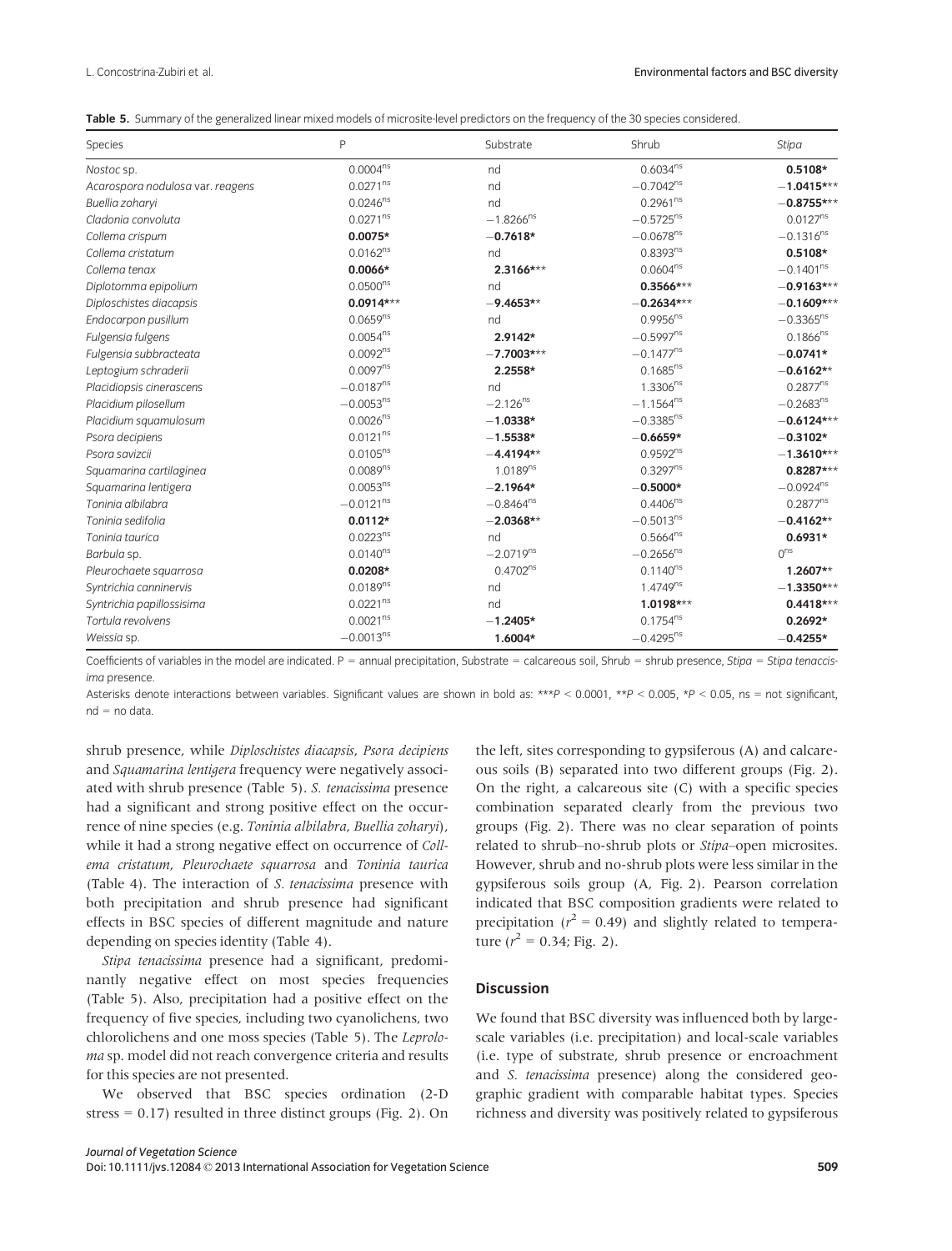**Table 5.** Summary of the generalized linear mixed models of microsite-level predictors on the frequency of the 30 species considered.

| Species | P | Substrate | Shrub | *Stipa* |
|---|---|---|---|---|
| *Nostoc* sp. | $0.0004^{ns}$ | nd | $0.6034^{ns}$ | **0.5108*** |
| *Acarospora nodulosa* var. *reagens* | $0.0271^{ns}$ | nd | $-0.7042^{ns}$ | **−1.0415***** |
| *Buellia zoharyi* | $0.0246^{ns}$ | nd | $0.2961^{ns}$ | **−0.8755***** |
| *Cladonia convoluta* | $0.0271^{ns}$ | $-1.8266^{ns}$ | $-0.5725^{ns}$ | $0.0127^{ns}$ |
| *Collema crispum* | **0.0075*** | **−0.7618*** | $-0.0678^{ns}$ | $-0.1316^{ns}$ |
| *Collema cristatum* | $0.0162^{ns}$ | nd | $0.8393^{ns}$ | **0.5108*** |
| *Collema tenax* | **0.0066*** | **2.3166***** | $0.0604^{ns}$ | $-0.1401^{ns}$ |
| *Diplotomma epipolium* | $0.0500^{ns}$ | nd | **0.3566***** | **−0.9163***** |
| *Diploschistes diacapsis* | **0.0914***** | **−9.4653**** | **−0.2634***** | **−0.1609***** |
| *Endocarpon pusillum* | $0.0659^{ns}$ | nd | $0.9956^{ns}$ | $-0.3365^{ns}$ |
| *Fulgensia fulgens* | $0.0054^{ns}$ | **2.9142*** | $-0.5997^{ns}$ | $0.1866^{ns}$ |
| *Fulgensia subbracteata* | $0.0092^{ns}$ | **−7.7003***** | $-0.1477^{ns}$ | **−0.0741*** |
| *Leptogium schraderii* | $0.0097^{ns}$ | **2.2558*** | $0.1685^{ns}$ | **−0.6162**** |
| *Placidiopsis cinerascens* | $-0.0187^{ns}$ | nd | $1.3306^{ns}$ | $0.2877^{ns}$ |
| *Placidium pilosellum* | $-0.0053^{ns}$ | $-2.126^{ns}$ | $-1.1564^{ns}$ | $-0.2683^{ns}$ |
| *Placidium squamulosum* | $0.0026^{ns}$ | **−1.0338*** | $-0.3385^{ns}$ | **−0.6124***** |
| *Psora decipiens* | $0.0121^{ns}$ | **−1.5538*** | **−0.6659*** | **−0.3102*** |
| *Psora savizcii* | $0.0105^{ns}$ | **−4.4194**** | $0.9592^{ns}$ | **−1.3610***** |
| *Squamarina cartilaginea* | $0.0089^{ns}$ | $1.0189^{ns}$ | $0.3297^{ns}$ | **0.8287***** |
| *Squamarina lentigera* | $0.0053^{ns}$ | **−2.1964*** | **−0.5000*** | $-0.0924^{ns}$ |
| *Toninia albilabra* | $-0.0121^{ns}$ | $-0.8464^{ns}$ | $0.4406^{ns}$ | $0.2877^{ns}$ |
| *Toninia sedifolia* | **0.0112*** | **−2.0368**** | $-0.5013^{ns}$ | **−0.4162**** |
| *Toninia taurica* | $0.0223^{ns}$ | nd | $0.5664^{ns}$ | **0.6931*** |
| *Barbula* sp. | $0.0140^{ns}$ | $-2.0719^{ns}$ | $-0.2656^{ns}$ | $0^{ns}$ |
| *Pleurochaete squarrosa* | **0.0208*** | $0.4702^{ns}$ | $0.1140^{ns}$ | **1.2607**** |
| *Syntrichia canninervis* | $0.0189^{ns}$ | nd | $1.4749^{ns}$ | **−1.3350***** |
| *Syntrichia papillossisima* | $0.0221^{ns}$ | nd | **1.0198***** | **0.4418***** |
| *Tortula revolvens* | $0.0021^{ns}$ | **−1.2405*** | $0.1754^{ns}$ | **0.2692*** |
| *Weissia* sp. | $-0.0013^{ns}$ | **1.6004*** | $-0.4295^{ns}$ | **−0.4255*** |

Coefficients of variables in the model are indicated. P = annual precipitation, Substrate = calcareous soil, Shrub = shrub presence, *Stipa* = *Stipa tenacissima* presence.

Asterisks denote interactions between variables. Significant values are shown in bold as: ***$P < 0.0001$, **$P < 0.005$, *$P < 0.05$, ns = not significant, nd = no data.

shrub presence, while *Diploschistes diacapsis*, *Psora decipiens* and *Squamarina lentigera* frequency were negatively associated with shrub presence (Table 5). *S. tenacissima* presence had a significant and strong positive effect on the occurrence of nine species (e.g. *Toninia albilabra, Buellia zoharyi*), while it had a strong negative effect on occurrence of *Collema cristatum*, *Pleurochaete squarrosa* and *Toninia taurica* (Table 4). The interaction of *S. tenacissima* presence with both precipitation and shrub presence had significant effects in BSC species of different magnitude and nature depending on species identity (Table 4).

*Stipa tenacissima* presence had a significant, predominantly negative effect on most species frequencies (Table 5). Also, precipitation had a positive effect on the frequency of five species, including two cyanolichens, two chlorolichens and one moss species (Table 5). The *Leproloma* sp. model did not reach convergence criteria and results for this species are not presented.

We observed that BSC species ordination (2-D stress = 0.17) resulted in three distinct groups (Fig. 2). On the left, sites corresponding to gypsiferous (A) and calcareous soils (B) separated into two different groups (Fig. 2). On the right, a calcareous site (C) with a specific species combination separated clearly from the previous two groups (Fig. 2). There was no clear separation of points related to shrub–no-shrub plots or *Stipa*–open microsites. However, shrub and no-shrub plots were less similar in the gypsiferous soils group (A, Fig. 2). Pearson correlation indicated that BSC composition gradients were related to precipitation ($r^2 = 0.49$) and slightly related to temperature ($r^2 = 0.34$; Fig. 2).

## Discussion

We found that BSC diversity was influenced both by large-scale variables (i.e. precipitation) and local-scale variables (i.e. type of substrate, shrub presence or encroachment and *S. tenacissima* presence) along the considered geographic gradient with comparable habitat types. Species richness and diversity was positively related to gypsiferous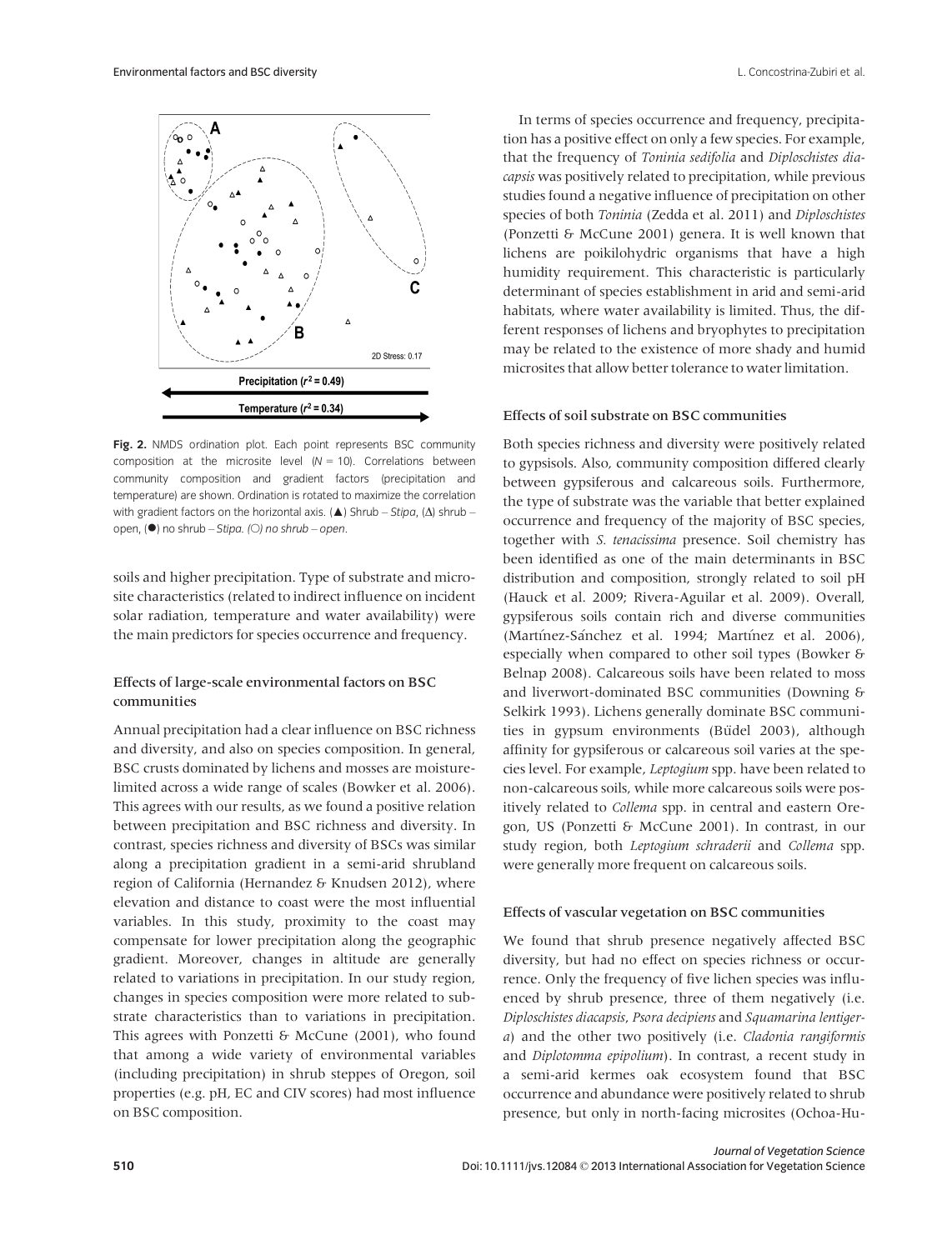**Fig. 2.** NMDS ordination plot. Each point represents BSC community composition at the microsite level ($N = 10$). Correlations between community composition and gradient factors (precipitation and temperature) are shown. Ordination is rotated to maximize the correlation with gradient factors on the horizontal axis. (▲) Shrub – *Stipa*, (Δ) shrub – open, (●) no shrub – *Stipa*. (○) no shrub – open.

soils and higher precipitation. Type of substrate and microsite characteristics (related to indirect influence on incident solar radiation, temperature and water availability) were the main predictors for species occurrence and frequency.

### Effects of large-scale environmental factors on BSC communities

Annual precipitation had a clear influence on BSC richness and diversity, and also on species composition. In general, BSC crusts dominated by lichens and mosses are moisture-limited across a wide range of scales (Bowker et al. 2006). This agrees with our results, as we found a positive relation between precipitation and BSC richness and diversity. In contrast, species richness and diversity of BSCs was similar along a precipitation gradient in a semi-arid shrubland region of California (Hernandez & Knudsen 2012), where elevation and distance to coast were the most influential variables. In this study, proximity to the coast may compensate for lower precipitation along the geographic gradient. Moreover, changes in altitude are generally related to variations in precipitation. In our study region, changes in species composition were more related to substrate characteristics than to variations in precipitation. This agrees with Ponzetti & McCune (2001), who found that among a wide variety of environmental variables (including precipitation) in shrub steppes of Oregon, soil properties (e.g. pH, EC and CIV scores) had most influence on BSC composition.

In terms of species occurrence and frequency, precipitation has a positive effect on only a few species. For example, that the frequency of *Toninia sedifolia* and *Diploschistes diacapsis* was positively related to precipitation, while previous studies found a negative influence of precipitation on other species of both *Toninia* (Zedda et al. 2011) and *Diploschistes* (Ponzetti & McCune 2001) genera. It is well known that lichens are poikilohydric organisms that have a high humidity requirement. This characteristic is particularly determinant of species establishment in arid and semi-arid habitats, where water availability is limited. Thus, the different responses of lichens and bryophytes to precipitation may be related to the existence of more shady and humid microsites that allow better tolerance to water limitation.

### Effects of soil substrate on BSC communities

Both species richness and diversity were positively related to gypsisols. Also, community composition differed clearly between gypsiferous and calcareous soils. Furthermore, the type of substrate was the variable that better explained occurrence and frequency of the majority of BSC species, together with *S. tenacissima* presence. Soil chemistry has been identified as one of the main determinants in BSC distribution and composition, strongly related to soil pH (Hauck et al. 2009; Rivera-Aguilar et al. 2009). Overall, gypsiferous soils contain rich and diverse communities (Martínez-Sánchez et al. 1994; Martínez et al. 2006), especially when compared to other soil types (Bowker & Belnap 2008). Calcareous soils have been related to moss and liverwort-dominated BSC communities (Downing & Selkirk 1993). Lichens generally dominate BSC communities in gypsum environments (Büdel 2003), although affinity for gypsiferous or calcareous soil varies at the species level. For example, *Leptogium* spp. have been related to non-calcareous soils, while more calcareous soils were positively related to *Collema* spp. in central and eastern Oregon, US (Ponzetti & McCune 2001). In contrast, in our study region, both *Leptogium schraderii* and *Collema* spp. were generally more frequent on calcareous soils.

### Effects of vascular vegetation on BSC communities

We found that shrub presence negatively affected BSC diversity, but had no effect on species richness or occurrence. Only the frequency of five lichen species was influenced by shrub presence, three of them negatively (i.e. *Diploschistes diacapsis*, *Psora decipiens* and *Squamarina lentigera*) and the other two positively (i.e. *Cladonia rangiformis* and *Diplotomma epipolium*). In contrast, a recent study in a semi-arid kermes oak ecosystem found that BSC occurrence and abundance were positively related to shrub presence, but only in north-facing microsites (Ochoa-Hu-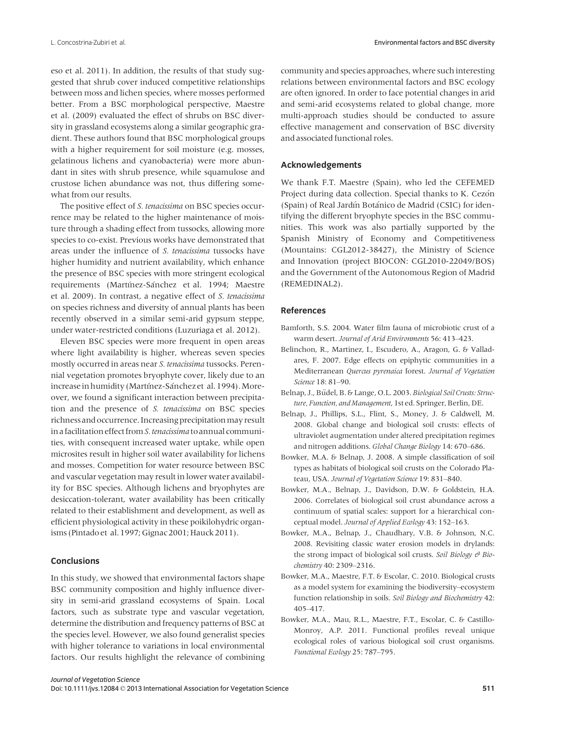eso et al. 2011). In addition, the results of that study suggested that shrub cover induced competitive relationships between moss and lichen species, where mosses performed better. From a BSC morphological perspective, Maestre et al. (2009) evaluated the effect of shrubs on BSC diversity in grassland ecosystems along a similar geographic gradient. These authors found that BSC morphological groups with a higher requirement for soil moisture (e.g. mosses, gelatinous lichens and cyanobacteria) were more abundant in sites with shrub presence, while squamulose and crustose lichen abundance was not, thus differing somewhat from our results.

The positive effect of *S. tenacissima* on BSC species occurrence may be related to the higher maintenance of moisture through a shading effect from tussocks, allowing more species to co-exist. Previous works have demonstrated that areas under the influence of *S. tenacissima* tussocks have higher humidity and nutrient availability, which enhance the presence of BSC species with more stringent ecological requirements (Martínez-Sánchez et al. 1994; Maestre et al. 2009). In contrast, a negative effect of *S. tenacissima* on species richness and diversity of annual plants has been recently observed in a similar semi-arid gypsum steppe, under water-restricted conditions (Luzuriaga et al. 2012).

Eleven BSC species were more frequent in open areas where light availability is higher, whereas seven species mostly occurred in areas near *S. tenacissima* tussocks. Perennial vegetation promotes bryophyte cover, likely due to an increase in humidity (Martínez-Sánchez et al. 1994). Moreover, we found a significant interaction between precipitation and the presence of *S. tenacissima* on BSC species richness and occurrence. Increasing precipitation may result in a facilitation effect from *S. tenacissima* to annual communities, with consequent increased water uptake, while open microsites result in higher soil water availability for lichens and mosses. Competition for water resource between BSC and vascular vegetation may result in lower water availability for BSC species. Although lichens and bryophytes are desiccation-tolerant, water availability has been critically related to their establishment and development, as well as efficient physiological activity in these poikilohydric organisms (Pintado et al. 1997; Gignac 2001; Hauck 2011).

## Conclusions

In this study, we showed that environmental factors shape BSC community composition and highly influence diversity in semi-arid grassland ecosystems of Spain. Local factors, such as substrate type and vascular vegetation, determine the distribution and frequency patterns of BSC at the species level. However, we also found generalist species with higher tolerance to variations in local environmental factors. Our results highlight the relevance of combining community and species approaches, where such interesting relations between environmental factors and BSC ecology are often ignored. In order to face potential changes in arid and semi-arid ecosystems related to global change, more multi-approach studies should be conducted to assure effective management and conservation of BSC diversity and associated functional roles.

## Acknowledgements

We thank F.T. Maestre (Spain), who led the CEFEMED Project during data collection. Special thanks to K. Cezón (Spain) of Real Jardín Botánico de Madrid (CSIC) for identifying the different bryophyte species in the BSC communities. This work was also partially supported by the Spanish Ministry of Economy and Competitiveness (Mountains: CGL2012-38427), the Ministry of Science and Innovation (project BIOCON: CGL2010-22049/BOS) and the Government of the Autonomous Region of Madrid (REMEDINAL2).

## References

Bamforth, S.S. 2004. Water film fauna of microbiotic crust of a warm desert. *Journal of Arid Environments* 56: 413–423.

Belinchon, R., Martinez, I., Escudero, A., Aragon, G. & Valladares, F. 2007. Edge effects on epiphytic communities in a Mediterranean *Quercus pyrenaica* forest. *Journal of Vegetation Science* 18: 81–90.

Belnap, J., Büdel, B. & Lange, O.L. 2003. *Biological Soil Crusts: Structure, Function, and Management*, 1st ed. Springer, Berlin, DE.

Belnap, J., Phillips, S.L., Flint, S., Money, J. & Caldwell, M. 2008. Global change and biological soil crusts: effects of ultraviolet augmentation under altered precipitation regimes and nitrogen additions. *Global Change Biology* 14: 670–686.

Bowker, M.A. & Belnap, J. 2008. A simple classification of soil types as habitats of biological soil crusts on the Colorado Plateau, USA. *Journal of Vegetation Science* 19: 831–840.

Bowker, M.A., Belnap, J., Davidson, D.W. & Goldstein, H.A. 2006. Correlates of biological soil crust abundance across a continuum of spatial scales: support for a hierarchical conceptual model. *Journal of Applied Ecology* 43: 152–163.

Bowker, M.A., Belnap, J., Chaudhary, V.B. & Johnson, N.C. 2008. Revisiting classic water erosion models in drylands: the strong impact of biological soil crusts. *Soil Biology & Biochemistry* 40: 2309–2316.

Bowker, M.A., Maestre, F.T. & Escolar, C. 2010. Biological crusts as a model system for examining the biodiversity–ecosystem function relationship in soils. *Soil Biology and Biochemistry* 42: 405–417.

Bowker, M.A., Mau, R.L., Maestre, F.T., Escolar, C. & Castillo-Monroy, A.P. 2011. Functional profiles reveal unique ecological roles of various biological soil crust organisms. *Functional Ecology* 25: 787–795.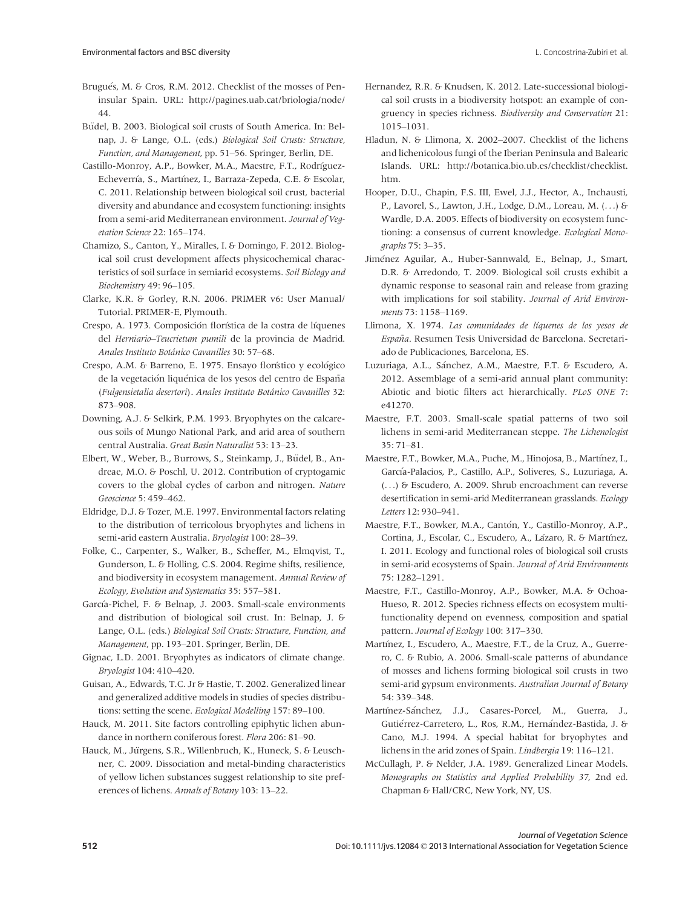Brugués, M. & Cros, R.M. 2012. Checklist of the mosses of Peninsular Spain. URL: http://pagines.uab.cat/briologia/node/44.

Büdel, B. 2003. Biological soil crusts of South America. In: Belnap, J. & Lange, O.L. (eds.) *Biological Soil Crusts: Structure, Function, and Management*, pp. 51–56. Springer, Berlin, DE.

Castillo-Monroy, A.P., Bowker, M.A., Maestre, F.T., Rodríguez-Echeverría, S., Martínez, I., Barraza-Zepeda, C.E. & Escolar, C. 2011. Relationship between biological soil crust, bacterial diversity and abundance and ecosystem functioning: insights from a semi-arid Mediterranean environment. *Journal of Vegetation Science* 22: 165–174.

Chamizo, S., Canton, Y., Miralles, I. & Domingo, F. 2012. Biological soil crust development affects physicochemical characteristics of soil surface in semiarid ecosystems. *Soil Biology and Biochemistry* 49: 96–105.

Clarke, K.R. & Gorley, R.N. 2006. PRIMER v6: User Manual/Tutorial. PRIMER-E, Plymouth.

Crespo, A. 1973. Composición florística de la costra de líquenes del *Herniario–Teucrietum pumili* de la provincia de Madrid. *Anales Instituto Botánico Cavanilles* 30: 57–68.

Crespo, A.M. & Barreno, E. 1975. Ensayo florístico y ecológico de la vegetación liquénica de los yesos del centro de España (*Fulgensietalia desertori*). *Anales Instituto Botánico Cavanilles* 32: 873–908.

Downing, A.J. & Selkirk, P.M. 1993. Bryophytes on the calcareous soils of Mungo National Park, and arid area of southern central Australia. *Great Basin Naturalist* 53: 13–23.

Elbert, W., Weber, B., Burrows, S., Steinkamp, J., Büdel, B., Andreae, M.O. & Poschl, U. 2012. Contribution of cryptogamic covers to the global cycles of carbon and nitrogen. *Nature Geoscience* 5: 459–462.

Eldridge, D.J. & Tozer, M.E. 1997. Environmental factors relating to the distribution of terricolous bryophytes and lichens in semi-arid eastern Australia. *Bryologist* 100: 28–39.

Folke, C., Carpenter, S., Walker, B., Scheffer, M., Elmqvist, T., Gunderson, L. & Holling, C.S. 2004. Regime shifts, resilience, and biodiversity in ecosystem management. *Annual Review of Ecology, Evolution and Systematics* 35: 557–581.

García-Pichel, F. & Belnap, J. 2003. Small-scale environments and distribution of biological soil crust. In: Belnap, J. & Lange, O.L. (eds.) *Biological Soil Crusts: Structure, Function, and Management*, pp. 193–201. Springer, Berlin, DE.

Gignac, L.D. 2001. Bryophytes as indicators of climate change. *Bryologist* 104: 410–420.

Guisan, A., Edwards, T.C. Jr & Hastie, T. 2002. Generalized linear and generalized additive models in studies of species distributions: setting the scene. *Ecological Modelling* 157: 89–100.

Hauck, M. 2011. Site factors controlling epiphytic lichen abundance in northern coniferous forest. *Flora* 206: 81–90.

Hauck, M., Jürgens, S.R., Willenbruch, K., Huneck, S. & Leuschner, C. 2009. Dissociation and metal-binding characteristics of yellow lichen substances suggest relationship to site preferences of lichens. *Annals of Botany* 103: 13–22.

Hernandez, R.R. & Knudsen, K. 2012. Late-successional biological soil crusts in a biodiversity hotspot: an example of congruency in species richness. *Biodiversity and Conservation* 21: 1015–1031.

Hladun, N. & Llimona, X. 2002–2007. Checklist of the lichens and lichenicolous fungi of the Iberian Peninsula and Balearic Islands. URL: http://botanica.bio.ub.es/checklist/checklist.htm.

Hooper, D.U., Chapin, F.S. III, Ewel, J.J., Hector, A., Inchausti, P., Lavorel, S., Lawton, J.H., Lodge, D.M., Loreau, M. (…) & Wardle, D.A. 2005. Effects of biodiversity on ecosystem functioning: a consensus of current knowledge. *Ecological Monographs* 75: 3–35.

Jiménez Aguilar, A., Huber-Sannwald, E., Belnap, J., Smart, D.R. & Arredondo, T. 2009. Biological soil crusts exhibit a dynamic response to seasonal rain and release from grazing with implications for soil stability. *Journal of Arid Environments* 73: 1158–1169.

Llimona, X. 1974. *Las comunidades de líquenes de los yesos de España*. Resumen Tesis Universidad de Barcelona. Secretariado de Publicaciones, Barcelona, ES.

Luzuriaga, A.L., Sánchez, A.M., Maestre, F.T. & Escudero, A. 2012. Assemblage of a semi-arid annual plant community: Abiotic and biotic filters act hierarchically. *PLoS ONE* 7: e41270.

Maestre, F.T. 2003. Small-scale spatial patterns of two soil lichens in semi-arid Mediterranean steppe. *The Lichenologist* 35: 71–81.

Maestre, F.T., Bowker, M.A., Puche, M., Hinojosa, B., Martínez, I., García-Palacios, P., Castillo, A.P., Soliveres, S., Luzuriaga, A. (…) & Escudero, A. 2009. Shrub encroachment can reverse desertification in semi-arid Mediterranean grasslands. *Ecology Letters* 12: 930–941.

Maestre, F.T., Bowker, M.A., Cantón, Y., Castillo-Monroy, A.P., Cortina, J., Escolar, C., Escudero, A., Lázaro, R. & Martínez, I. 2011. Ecology and functional roles of biological soil crusts in semi-arid ecosystems of Spain. *Journal of Arid Environments* 75: 1282–1291.

Maestre, F.T., Castillo-Monroy, A.P., Bowker, M.A. & Ochoa-Hueso, R. 2012. Species richness effects on ecosystem multifunctionality depend on evenness, composition and spatial pattern. *Journal of Ecology* 100: 317–330.

Martínez, I., Escudero, A., Maestre, F.T., de la Cruz, A., Guerrero, C. & Rubio, A. 2006. Small-scale patterns of abundance of mosses and lichens forming biological soil crusts in two semi-arid gypsum environments. *Australian Journal of Botany* 54: 339–348.

Martínez-Sánchez, J.J., Casares-Porcel, M., Guerra, J., Gutiérrez-Carretero, L., Ros, R.M., Hernández-Bastida, J. & Cano, M.J. 1994. A special habitat for bryophytes and lichens in the arid zones of Spain. *Lindbergia* 19: 116–121.

McCullagh, P. & Nelder, J.A. 1989. Generalized Linear Models. *Monographs on Statistics and Applied Probability 37*, 2nd ed. Chapman & Hall/CRC, New York, NY, US.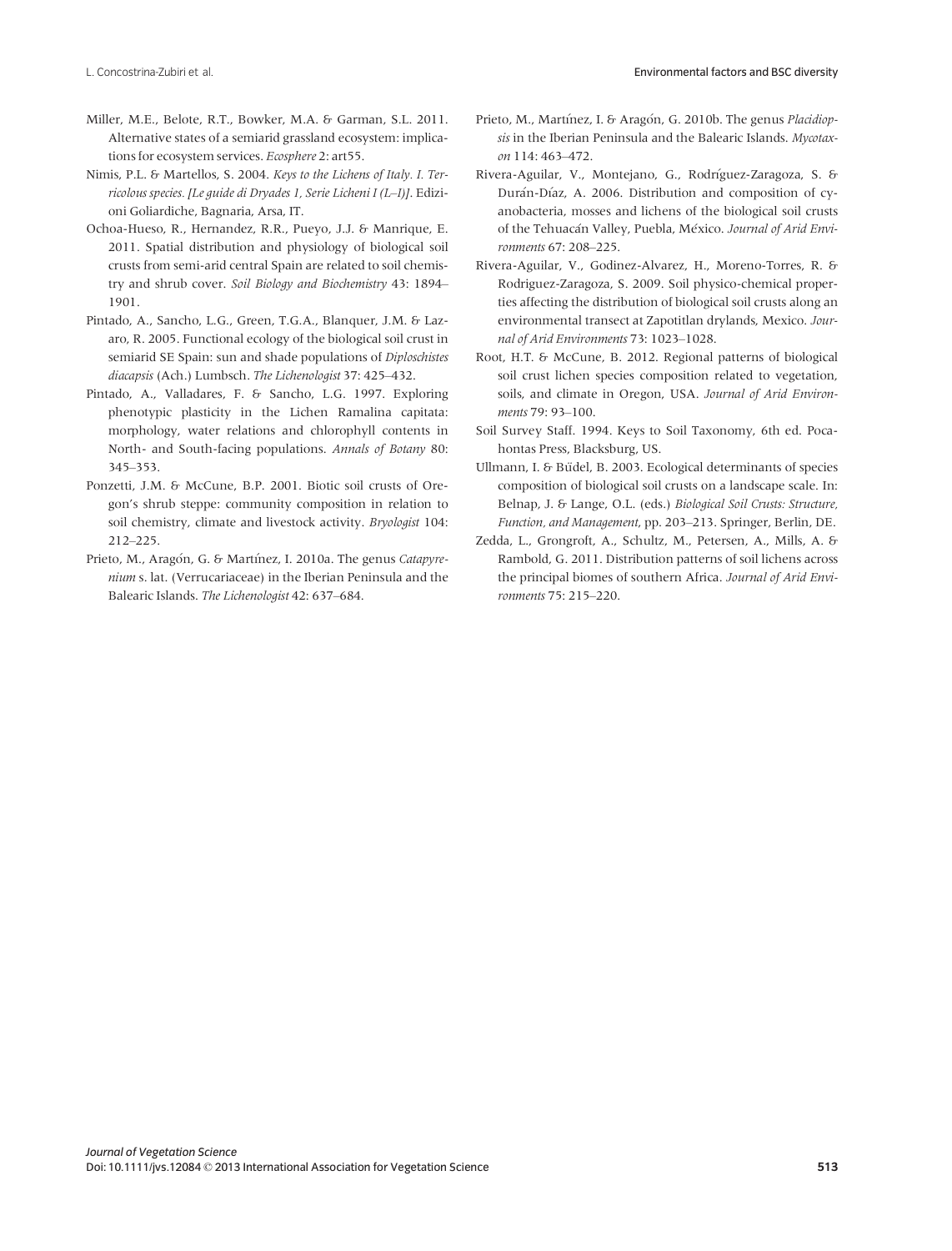Miller, M.E., Belote, R.T., Bowker, M.A. & Garman, S.L. 2011. Alternative states of a semiarid grassland ecosystem: implications for ecosystem services. *Ecosphere* 2: art55.

Nimis, P.L. & Martellos, S. 2004. *Keys to the Lichens of Italy. I. Terricolous species. [Le guide di Dryades 1, Serie Licheni I (L–I)]*. Edizioni Goliardiche, Bagnaria, Arsa, IT.

Ochoa-Hueso, R., Hernandez, R.R., Pueyo, J.J. & Manrique, E. 2011. Spatial distribution and physiology of biological soil crusts from semi-arid central Spain are related to soil chemistry and shrub cover. *Soil Biology and Biochemistry* 43: 1894–1901.

Pintado, A., Sancho, L.G., Green, T.G.A., Blanquer, J.M. & Lazaro, R. 2005. Functional ecology of the biological soil crust in semiarid SE Spain: sun and shade populations of *Diploschistes diacapsis* (Ach.) Lumbsch. *The Lichenologist* 37: 425–432.

Pintado, A., Valladares, F. & Sancho, L.G. 1997. Exploring phenotypic plasticity in the Lichen Ramalina capitata: morphology, water relations and chlorophyll contents in North- and South-facing populations. *Annals of Botany* 80: 345–353.

Ponzetti, J.M. & McCune, B.P. 2001. Biotic soil crusts of Oregon's shrub steppe: community composition in relation to soil chemistry, climate and livestock activity. *Bryologist* 104: 212–225.

Prieto, M., Aragón, G. & Martínez, I. 2010a. The genus *Catapyrenium* s. lat. (Verrucariaceae) in the Iberian Peninsula and the Balearic Islands. *The Lichenologist* 42: 637–684.

Prieto, M., Martínez, I. & Aragón, G. 2010b. The genus *Placidiopsis* in the Iberian Peninsula and the Balearic Islands. *Mycotaxon* 114: 463–472.

Rivera-Aguilar, V., Montejano, G., Rodríguez-Zaragoza, S. & Durán-Díaz, A. 2006. Distribution and composition of cyanobacteria, mosses and lichens of the biological soil crusts of the Tehuacán Valley, Puebla, México. *Journal of Arid Environments* 67: 208–225.

Rivera-Aguilar, V., Godinez-Alvarez, H., Moreno-Torres, R. & Rodriguez-Zaragoza, S. 2009. Soil physico-chemical properties affecting the distribution of biological soil crusts along an environmental transect at Zapotitlan drylands, Mexico. *Journal of Arid Environments* 73: 1023–1028.

Root, H.T. & McCune, B. 2012. Regional patterns of biological soil crust lichen species composition related to vegetation, soils, and climate in Oregon, USA. *Journal of Arid Environments* 79: 93–100.

Soil Survey Staff. 1994. Keys to Soil Taxonomy, 6th ed. Pocahontas Press, Blacksburg, US.

Ullmann, I. & Büdel, B. 2003. Ecological determinants of species composition of biological soil crusts on a landscape scale. In: Belnap, J. & Lange, O.L. (eds.) *Biological Soil Crusts: Structure, Function, and Management*, pp. 203–213. Springer, Berlin, DE.

Zedda, L., Grongroft, A., Schultz, M., Petersen, A., Mills, A. & Rambold, G. 2011. Distribution patterns of soil lichens across the principal biomes of southern Africa. *Journal of Arid Environments* 75: 215–220.